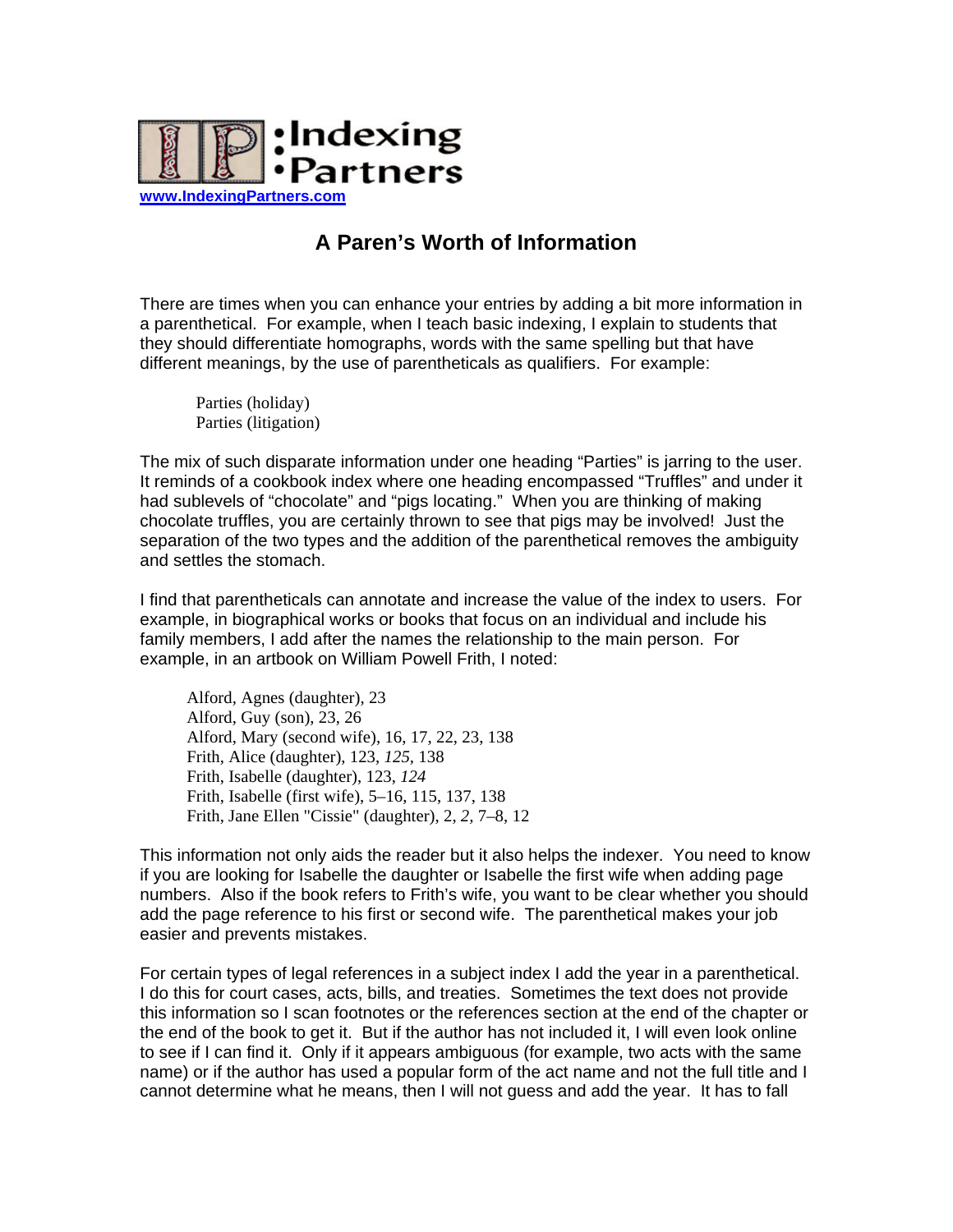**:Indexing**
**•Partners**

[www.IndexingPartners.com](http://www.IndexingPartners.com)

# A Paren's Worth of Information

There are times when you can enhance your entries by adding a bit more information in a parenthetical. For example, when I teach basic indexing, I explain to students that they should differentiate homographs, words with the same spelling but that have different meanings, by the use of parentheticals as qualifiers. For example:

> Parties (holiday)
> Parties (litigation)

The mix of such disparate information under one heading "Parties" is jarring to the user. It reminds of a cookbook index where one heading encompassed "Truffles" and under it had sublevels of "chocolate" and "pigs locating." When you are thinking of making chocolate truffles, you are certainly thrown to see that pigs may be involved! Just the separation of the two types and the addition of the parenthetical removes the ambiguity and settles the stomach.

I find that parentheticals can annotate and increase the value of the index to users. For example, in biographical works or books that focus on an individual and include his family members, I add after the names the relationship to the main person. For example, in an artbook on William Powell Frith, I noted:

> Alford, Agnes (daughter), 23
> Alford, Guy (son), 23, 26
> Alford, Mary (second wife), 16, 17, 22, 23, 138
> Frith, Alice (daughter), 123, *125*, 138
> Frith, Isabelle (daughter), 123, *124*
> Frith, Isabelle (first wife), 5–16, 115, 137, 138
> Frith, Jane Ellen "Cissie" (daughter), 2, *2*, 7–8, 12

This information not only aids the reader but it also helps the indexer. You need to know if you are looking for Isabelle the daughter or Isabelle the first wife when adding page numbers. Also if the book refers to Frith's wife, you want to be clear whether you should add the page reference to his first or second wife. The parenthetical makes your job easier and prevents mistakes.

For certain types of legal references in a subject index I add the year in a parenthetical. I do this for court cases, acts, bills, and treaties. Sometimes the text does not provide this information so I scan footnotes or the references section at the end of the chapter or the end of the book to get it. But if the author has not included it, I will even look online to see if I can find it. Only if it appears ambiguous (for example, two acts with the same name) or if the author has used a popular form of the act name and not the full title and I cannot determine what he means, then I will not guess and add the year. It has to fall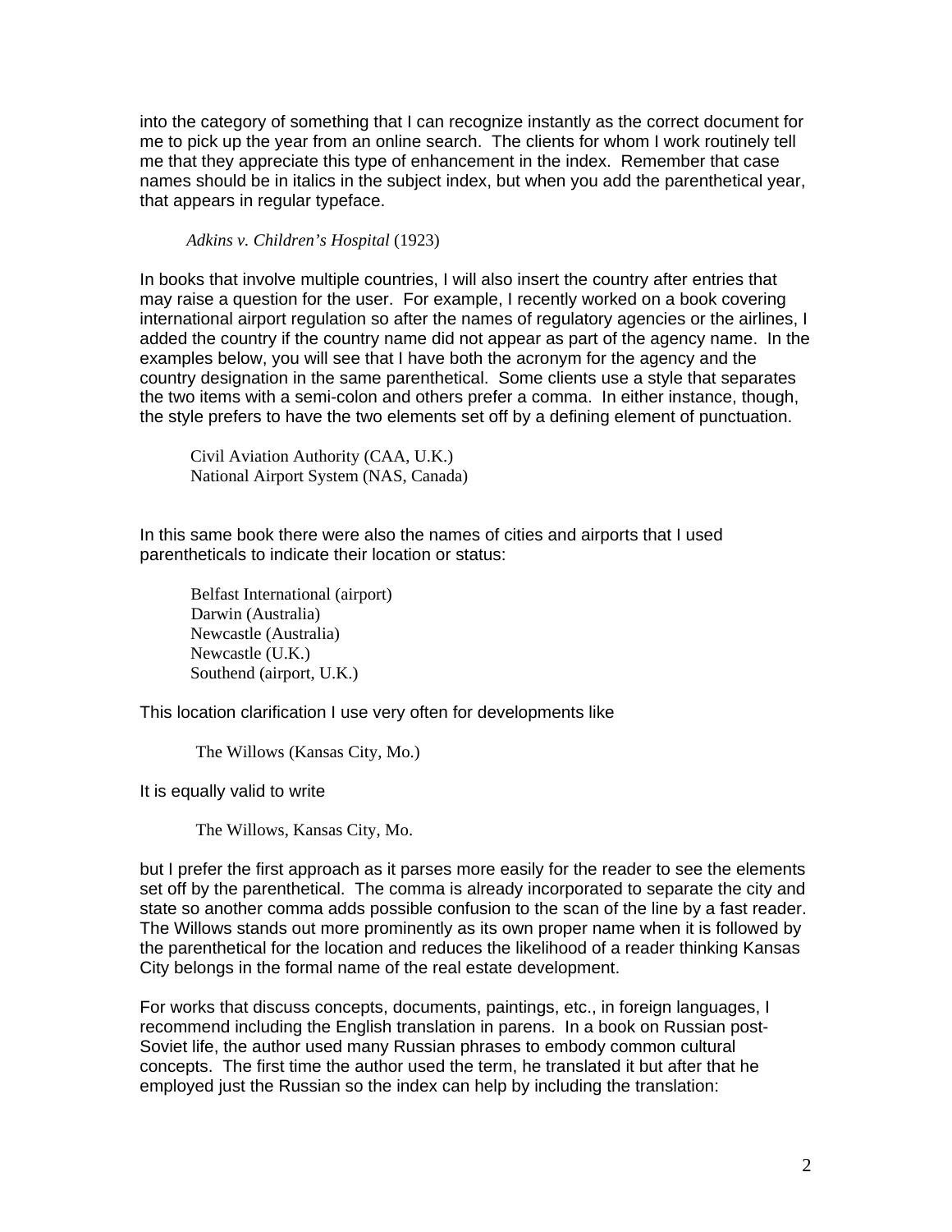into the category of something that I can recognize instantly as the correct document for me to pick up the year from an online search. The clients for whom I work routinely tell me that they appreciate this type of enhancement in the index. Remember that case names should be in italics in the subject index, but when you add the parenthetical year, that appears in regular typeface.

> *Adkins v. Children's Hospital* (1923)

In books that involve multiple countries, I will also insert the country after entries that may raise a question for the user. For example, I recently worked on a book covering international airport regulation so after the names of regulatory agencies or the airlines, I added the country if the country name did not appear as part of the agency name. In the examples below, you will see that I have both the acronym for the agency and the country designation in the same parenthetical. Some clients use a style that separates the two items with a semi-colon and others prefer a comma. In either instance, though, the style prefers to have the two elements set off by a defining element of punctuation.

> Civil Aviation Authority (CAA, U.K.)
> National Airport System (NAS, Canada)

In this same book there were also the names of cities and airports that I used parentheticals to indicate their location or status:

> Belfast International (airport)
> Darwin (Australia)
> Newcastle (Australia)
> Newcastle (U.K.)
> Southend (airport, U.K.)

This location clarification I use very often for developments like

> The Willows (Kansas City, Mo.)

It is equally valid to write

> The Willows, Kansas City, Mo.

but I prefer the first approach as it parses more easily for the reader to see the elements set off by the parenthetical. The comma is already incorporated to separate the city and state so another comma adds possible confusion to the scan of the line by a fast reader. The Willows stands out more prominently as its own proper name when it is followed by the parenthetical for the location and reduces the likelihood of a reader thinking Kansas City belongs in the formal name of the real estate development.

For works that discuss concepts, documents, paintings, etc., in foreign languages, I recommend including the English translation in parens. In a book on Russian post-Soviet life, the author used many Russian phrases to embody common cultural concepts. The first time the author used the term, he translated it but after that he employed just the Russian so the index can help by including the translation: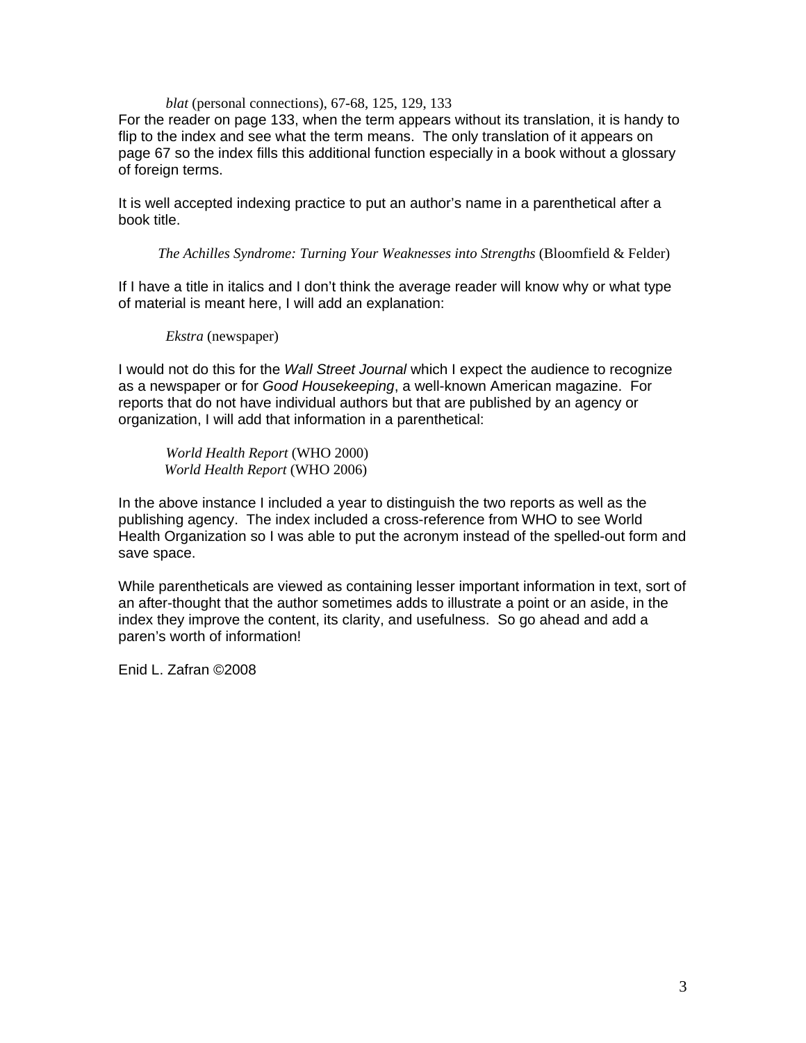*blat* (personal connections), 67-68, 125, 129, 133

For the reader on page 133, when the term appears without its translation, it is handy to flip to the index and see what the term means. The only translation of it appears on page 67 so the index fills this additional function especially in a book without a glossary of foreign terms.

It is well accepted indexing practice to put an author's name in a parenthetical after a book title.

*The Achilles Syndrome: Turning Your Weaknesses into Strengths* (Bloomfield & Felder)

If I have a title in italics and I don't think the average reader will know why or what type of material is meant here, I will add an explanation:

*Ekstra* (newspaper)

I would not do this for the *Wall Street Journal* which I expect the audience to recognize as a newspaper or for *Good Housekeeping*, a well-known American magazine. For reports that do not have individual authors but that are published by an agency or organization, I will add that information in a parenthetical:

*World Health Report* (WHO 2000)
*World Health Report* (WHO 2006)

In the above instance I included a year to distinguish the two reports as well as the publishing agency. The index included a cross-reference from WHO to see World Health Organization so I was able to put the acronym instead of the spelled-out form and save space.

While parentheticals are viewed as containing lesser important information in text, sort of an after-thought that the author sometimes adds to illustrate a point or an aside, in the index they improve the content, its clarity, and usefulness. So go ahead and add a paren's worth of information!

Enid L. Zafran ©2008